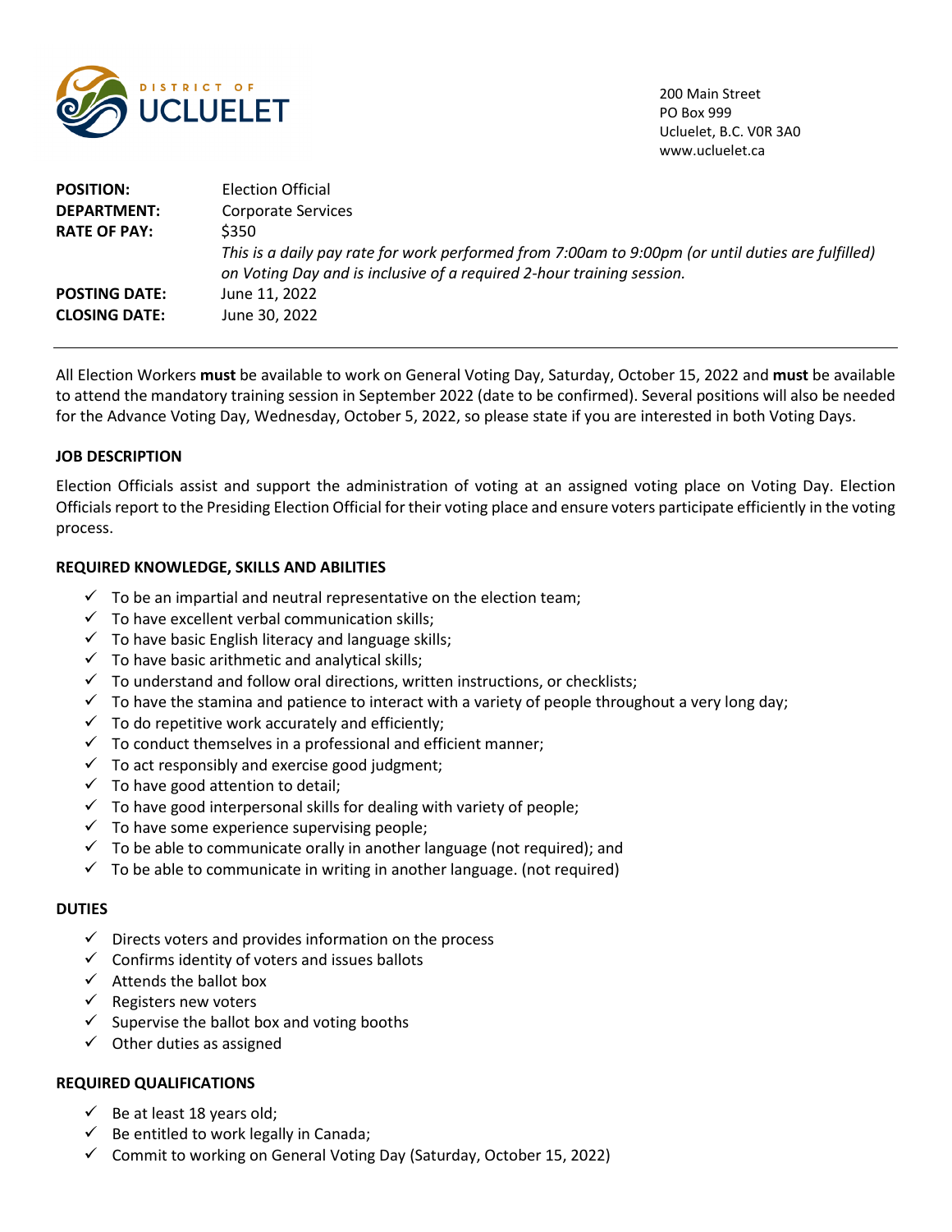DISTRICT OF UCLUELET

200 Main Street
PO Box 999
Ucluelet, B.C. V0R 3A0
www.ucluelet.ca

| | |
|---|---|
| **POSITION:** | Election Official |
| **DEPARTMENT:** | Corporate Services |
| **RATE OF PAY:** | $350<br>*This is a daily pay rate for work performed from 7:00am to 9:00pm (or until duties are fulfilled) on Voting Day and is inclusive of a required 2-hour training session.* |
| **POSTING DATE:** | June 11, 2022 |
| **CLOSING DATE:** | June 30, 2022 |

All Election Workers **must** be available to work on General Voting Day, Saturday, October 15, 2022 and **must** be available to attend the mandatory training session in September 2022 (date to be confirmed). Several positions will also be needed for the Advance Voting Day, Wednesday, October 5, 2022, so please state if you are interested in both Voting Days.

## JOB DESCRIPTION

Election Officials assist and support the administration of voting at an assigned voting place on Voting Day. Election Officials report to the Presiding Election Official for their voting place and ensure voters participate efficiently in the voting process.

## REQUIRED KNOWLEDGE, SKILLS AND ABILITIES

- ✓ To be an impartial and neutral representative on the election team;
- ✓ To have excellent verbal communication skills;
- ✓ To have basic English literacy and language skills;
- ✓ To have basic arithmetic and analytical skills;
- ✓ To understand and follow oral directions, written instructions, or checklists;
- ✓ To have the stamina and patience to interact with a variety of people throughout a very long day;
- ✓ To do repetitive work accurately and efficiently;
- ✓ To conduct themselves in a professional and efficient manner;
- ✓ To act responsibly and exercise good judgment;
- ✓ To have good attention to detail;
- ✓ To have good interpersonal skills for dealing with variety of people;
- ✓ To have some experience supervising people;
- ✓ To be able to communicate orally in another language (not required); and
- ✓ To be able to communicate in writing in another language. (not required)

## DUTIES

- ✓ Directs voters and provides information on the process
- ✓ Confirms identity of voters and issues ballots
- ✓ Attends the ballot box
- ✓ Registers new voters
- ✓ Supervise the ballot box and voting booths
- ✓ Other duties as assigned

## REQUIRED QUALIFICATIONS

- ✓ Be at least 18 years old;
- ✓ Be entitled to work legally in Canada;
- ✓ Commit to working on General Voting Day (Saturday, October 15, 2022)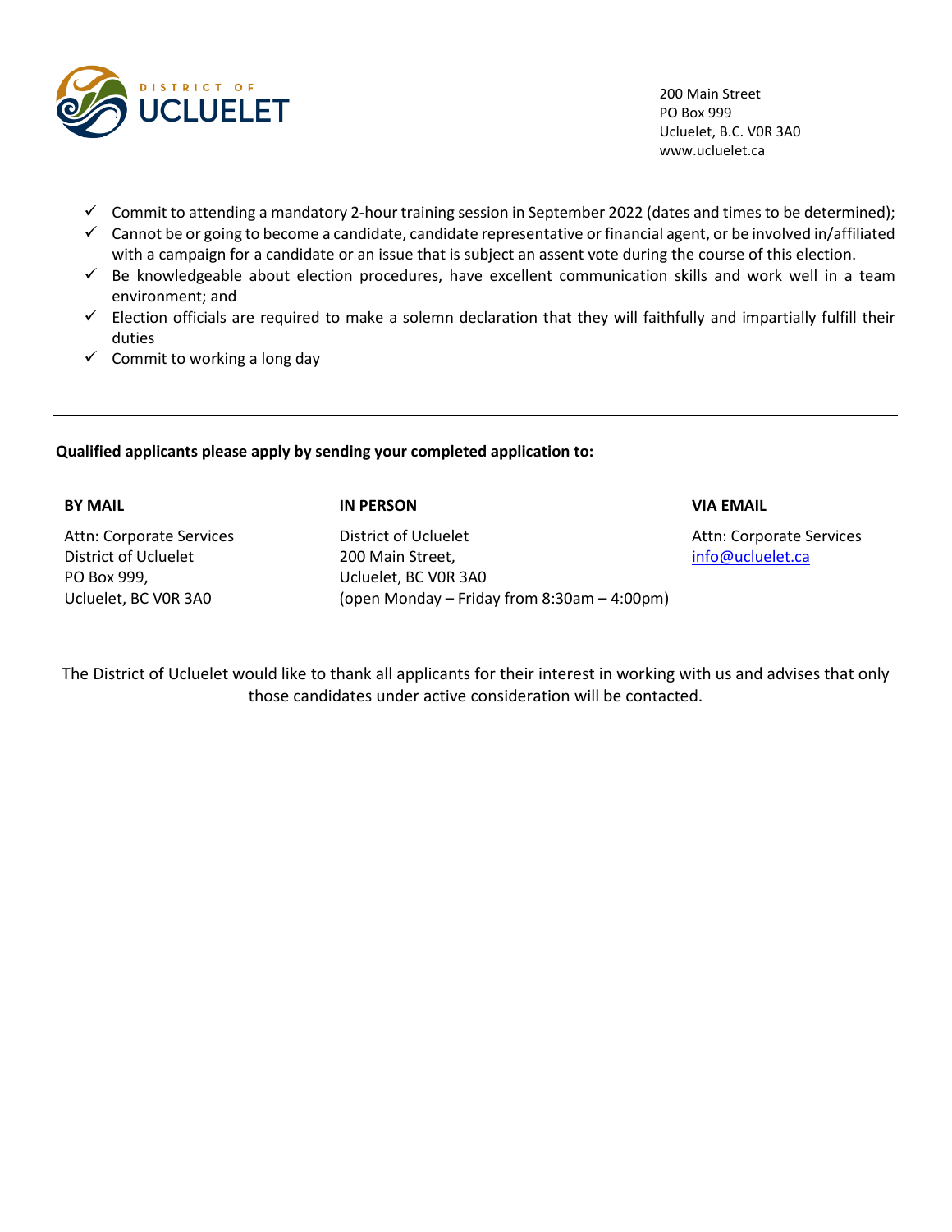200 Main Street
PO Box 999
Ucluelet, B.C. V0R 3A0
www.ucluelet.ca

- ✓ Commit to attending a mandatory 2-hour training session in September 2022 (dates and times to be determined);
- ✓ Cannot be or going to become a candidate, candidate representative or financial agent, or be involved in/affiliated with a campaign for a candidate or an issue that is subject an assent vote during the course of this election.
- ✓ Be knowledgeable about election procedures, have excellent communication skills and work well in a team environment; and
- ✓ Election officials are required to make a solemn declaration that they will faithfully and impartially fulfill their duties
- ✓ Commit to working a long day

---

**Qualified applicants please apply by sending your completed application to:**

**BY MAIL**

Attn: Corporate Services
District of Ucluelet
PO Box 999,
Ucluelet, BC V0R 3A0

**IN PERSON**

District of Ucluelet
200 Main Street,
Ucluelet, BC V0R 3A0
(open Monday – Friday from 8:30am – 4:00pm)

**VIA EMAIL**

Attn: Corporate Services
info@ucluelet.ca

The District of Ucluelet would like to thank all applicants for their interest in working with us and advises that only those candidates under active consideration will be contacted.